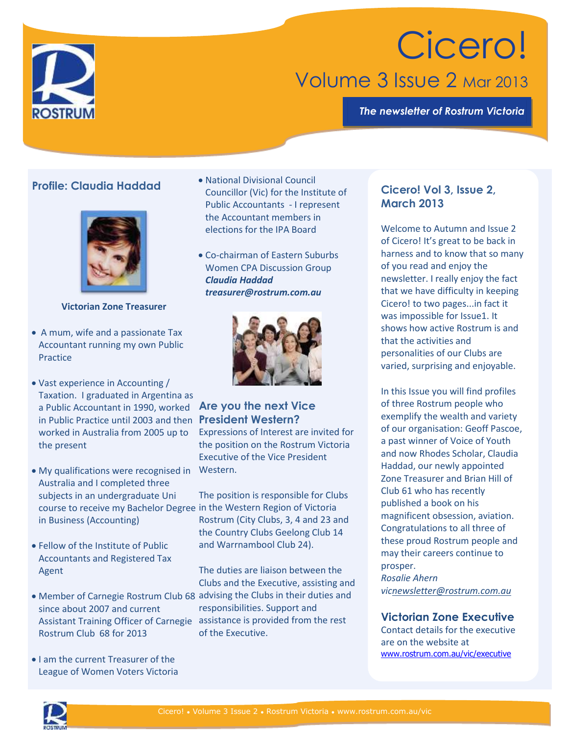# Cicero!

## Volume 3 Issue 2 Mar 2013

***The newsletter of Rostrum Victoria***

## Profile: Claudia Haddad

**Victorian Zone Treasurer**

- A mum, wife and a passionate Tax Accountant running my own Public Practice
- Vast experience in Accounting / Taxation. I graduated in Argentina as a Public Accountant in 1990, worked in Public Practice until 2003 and then worked in Australia from 2005 up to the present
- My qualifications were recognised in Australia and I completed three subjects in an undergraduate Uni course to receive my Bachelor Degree in Business (Accounting)
- Fellow of the Institute of Public Accountants and Registered Tax Agent
- Member of Carnegie Rostrum Club 68 since about 2007 and current Assistant Training Officer of Carnegie Rostrum Club 68 for 2013
- I am the current Treasurer of the League of Women Voters Victoria
- National Divisional Council Councillor (Vic) for the Institute of Public Accountants - I represent the Accountant members in elections for the IPA Board
- Co-chairman of Eastern Suburbs Women CPA Discussion Group

***Claudia Haddad***
***treasurer@rostrum.com.au***

## Are you the next Vice President Western?

Expressions of Interest are invited for the position on the Rostrum Victoria Executive of the Vice President Western.

The position is responsible for Clubs in the Western Region of Victoria Rostrum (City Clubs, 3, 4 and 23 and the Country Clubs Geelong Club 14 and Warrnambool Club 24).

The duties are liaison between the Clubs and the Executive, assisting and advising the Clubs in their duties and responsibilities. Support and assistance is provided from the rest of the Executive.

## Cicero! Vol 3, Issue 2, March 2013

Welcome to Autumn and Issue 2 of Cicero! It's great to be back in harness and to know that so many of you read and enjoy the newsletter. I really enjoy the fact that we have difficulty in keeping Cicero! to two pages...in fact it was impossible for Issue1. It shows how active Rostrum is and that the activities and personalities of our Clubs are varied, surprising and enjoyable.

In this Issue you will find profiles of three Rostrum people who exemplify the wealth and variety of our organisation: Geoff Pascoe, a past winner of Voice of Youth and now Rhodes Scholar, Claudia Haddad, our newly appointed Zone Treasurer and Brian Hill of Club 61 who has recently published a book on his magnificent obsession, aviation. Congratulations to all three of these proud Rostrum people and may their careers continue to prosper.

*Rosalie Ahern*
*vicnewsletter@rostrum.com.au*

## Victorian Zone Executive

Contact details for the executive are on the website at www.rostrum.com.au/vic/executive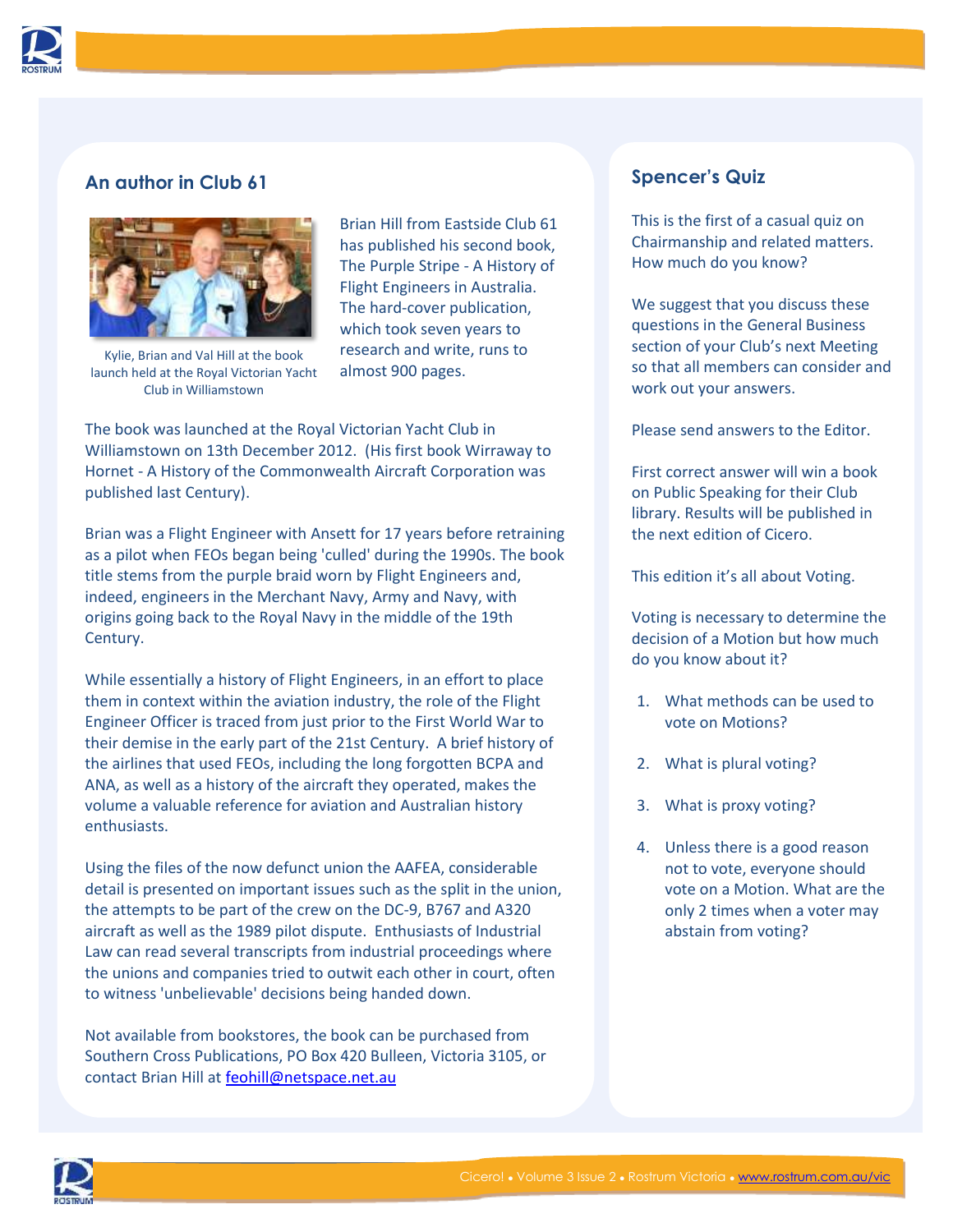## An author in Club 61

Kylie, Brian and Val Hill at the book launch held at the Royal Victorian Yacht Club in Williamstown

Brian Hill from Eastside Club 61 has published his second book, The Purple Stripe - A History of Flight Engineers in Australia. The hard-cover publication, which took seven years to research and write, runs to almost 900 pages.

The book was launched at the Royal Victorian Yacht Club in Williamstown on 13th December 2012. (His first book Wirraway to Hornet - A History of the Commonwealth Aircraft Corporation was published last Century).

Brian was a Flight Engineer with Ansett for 17 years before retraining as a pilot when FEOs began being 'culled' during the 1990s. The book title stems from the purple braid worn by Flight Engineers and, indeed, engineers in the Merchant Navy, Army and Navy, with origins going back to the Royal Navy in the middle of the 19th Century.

While essentially a history of Flight Engineers, in an effort to place them in context within the aviation industry, the role of the Flight Engineer Officer is traced from just prior to the First World War to their demise in the early part of the 21st Century. A brief history of the airlines that used FEOs, including the long forgotten BCPA and ANA, as well as a history of the aircraft they operated, makes the volume a valuable reference for aviation and Australian history enthusiasts.

Using the files of the now defunct union the AAFEA, considerable detail is presented on important issues such as the split in the union, the attempts to be part of the crew on the DC-9, B767 and A320 aircraft as well as the 1989 pilot dispute. Enthusiasts of Industrial Law can read several transcripts from industrial proceedings where the unions and companies tried to outwit each other in court, often to witness 'unbelievable' decisions being handed down.

Not available from bookstores, the book can be purchased from Southern Cross Publications, PO Box 420 Bulleen, Victoria 3105, or contact Brian Hill at feohill@netspace.net.au

## Spencer's Quiz

This is the first of a casual quiz on Chairmanship and related matters. How much do you know?

We suggest that you discuss these questions in the General Business section of your Club's next Meeting so that all members can consider and work out your answers.

Please send answers to the Editor.

First correct answer will win a book on Public Speaking for their Club library. Results will be published in the next edition of Cicero.

This edition it's all about Voting.

Voting is necessary to determine the decision of a Motion but how much do you know about it?

1. What methods can be used to vote on Motions?
2. What is plural voting?
3. What is proxy voting?
4. Unless there is a good reason not to vote, everyone should vote on a Motion. What are the only 2 times when a voter may abstain from voting?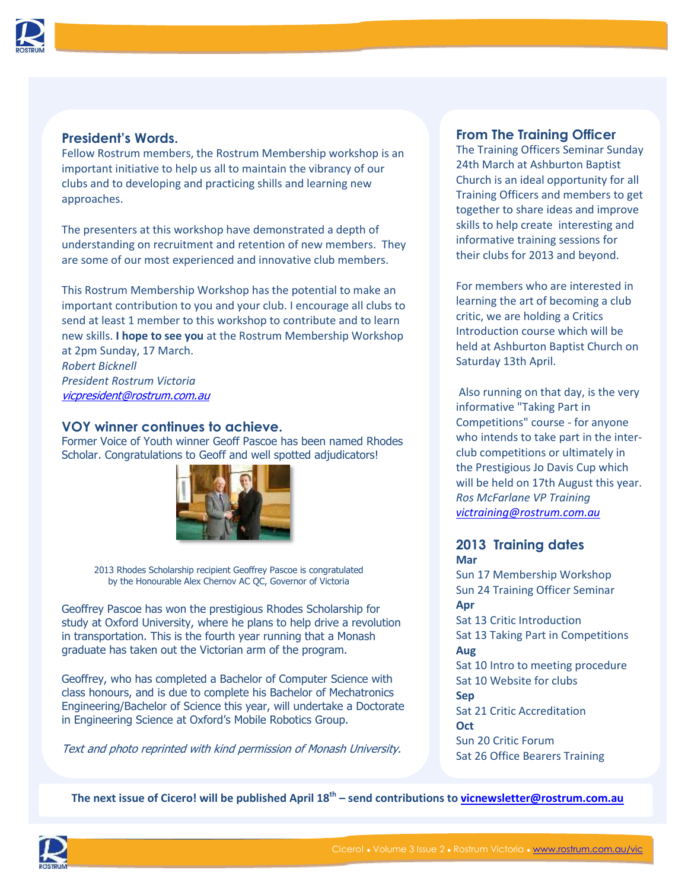## President's Words.

Fellow Rostrum members, the Rostrum Membership workshop is an important initiative to help us all to maintain the vibrancy of our clubs and to developing and practicing shills and learning new approaches.

The presenters at this workshop have demonstrated a depth of understanding on recruitment and retention of new members. They are some of our most experienced and innovative club members.

This Rostrum Membership Workshop has the potential to make an important contribution to you and your club. I encourage all clubs to send at least 1 member to this workshop to contribute and to learn new skills. **I hope to see you** at the Rostrum Membership Workshop at 2pm Sunday, 17 March.

*Robert Bicknell*
*President Rostrum Victoria*
*vicpresident@rostrum.com.au*

## VOY winner continues to achieve.

Former Voice of Youth winner Geoff Pascoe has been named Rhodes Scholar. Congratulations to Geoff and well spotted adjudicators!

2013 Rhodes Scholarship recipient Geoffrey Pascoe is congratulated by the Honourable Alex Chernov AC QC, Governor of Victoria

Geoffrey Pascoe has won the prestigious Rhodes Scholarship for study at Oxford University, where he plans to help drive a revolution in transportation. This is the fourth year running that a Monash graduate has taken out the Victorian arm of the program.

Geoffrey, who has completed a Bachelor of Computer Science with class honours, and is due to complete his Bachelor of Mechatronics Engineering/Bachelor of Science this year, will undertake a Doctorate in Engineering Science at Oxford's Mobile Robotics Group.

*Text and photo reprinted with kind permission of Monash University.*

## From The Training Officer

The Training Officers Seminar Sunday 24th March at Ashburton Baptist Church is an ideal opportunity for all Training Officers and members to get together to share ideas and improve skills to help create interesting and informative training sessions for their clubs for 2013 and beyond.

For members who are interested in learning the art of becoming a club critic, we are holding a Critics Introduction course which will be held at Ashburton Baptist Church on Saturday 13th April.

Also running on that day, is the very informative "Taking Part in Competitions" course - for anyone who intends to take part in the inter-club competitions or ultimately in the Prestigious Jo Davis Cup which the will be held on 17th August this year.

*Ros McFarlane VP Training*
*victraining@rostrum.com.au*

## 2013 Training dates

**Mar**
Sun 17 Membership Workshop
Sun 24 Training Officer Seminar

**Apr**
Sat 13 Critic Introduction
Sat 13 Taking Part in Competitions

**Aug**
Sat 10 Intro to meeting procedure
Sat 10 Website for clubs

**Sep**
Sat 21 Critic Accreditation

**Oct**
Sun 20 Critic Forum
Sat 26 Office Bearers Training

**The next issue of Cicero! will be published April 18th – send contributions to vicnewsletter@rostrum.com.au**